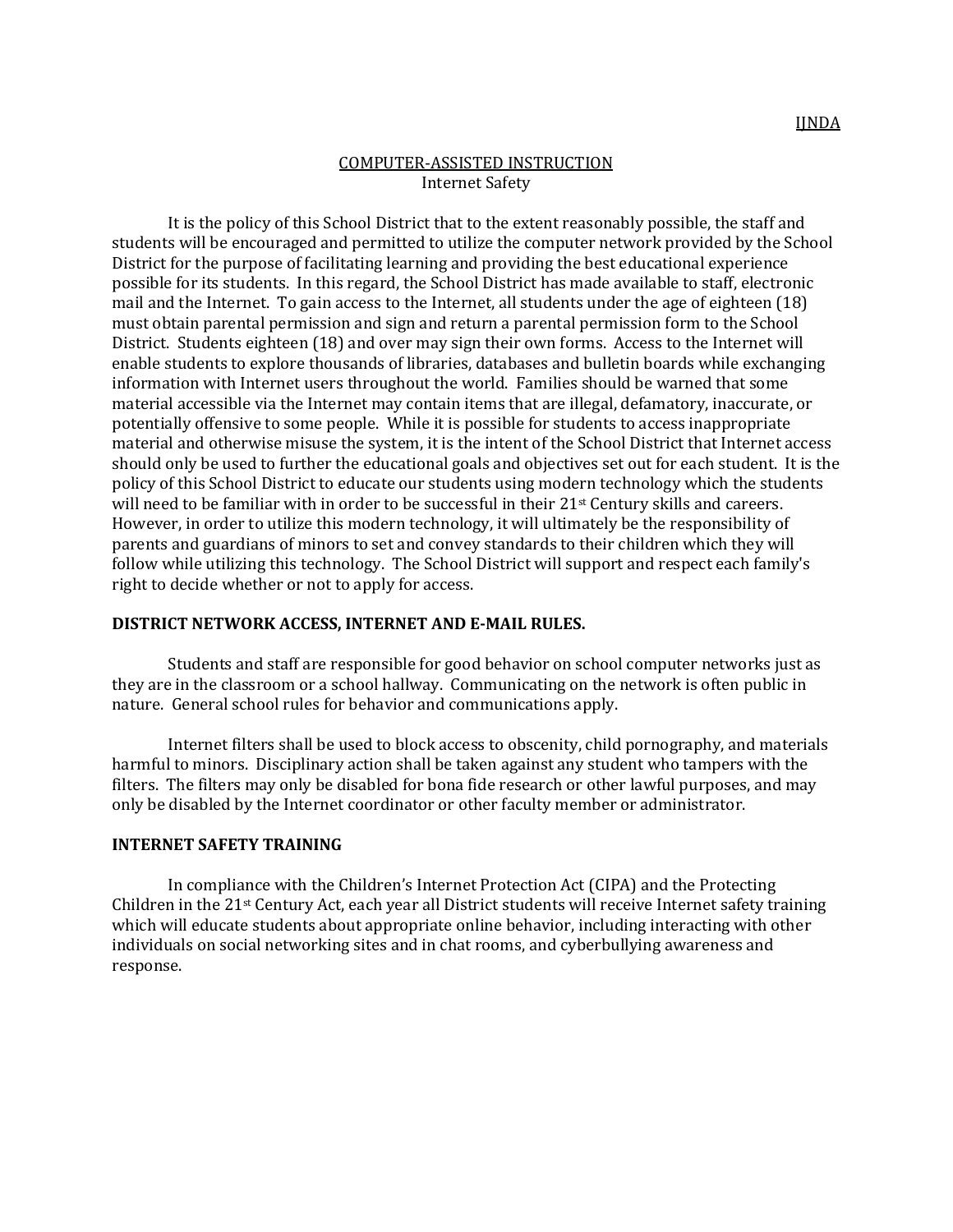IJNDA

# COMPUTER-ASSISTED INSTRUCTION
## Internet Safety

It is the policy of this School District that to the extent reasonably possible, the staff and students will be encouraged and permitted to utilize the computer network provided by the School District for the purpose of facilitating learning and providing the best educational experience possible for its students. In this regard, the School District has made available to staff, electronic mail and the Internet. To gain access to the Internet, all students under the age of eighteen (18) must obtain parental permission and sign and return a parental permission form to the School District. Students eighteen (18) and over may sign their own forms. Access to the Internet will enable students to explore thousands of libraries, databases and bulletin boards while exchanging information with Internet users throughout the world. Families should be warned that some material accessible via the Internet may contain items that are illegal, defamatory, inaccurate, or potentially offensive to some people. While it is possible for students to access inappropriate material and otherwise misuse the system, it is the intent of the School District that Internet access should only be used to further the educational goals and objectives set out for each student. It is the policy of this School District to educate our students using modern technology which the students will need to be familiar with in order to be successful in their 21st Century skills and careers. However, in order to utilize this modern technology, it will ultimately be the responsibility of parents and guardians of minors to set and convey standards to their children which they will follow while utilizing this technology. The School District will support and respect each family's right to decide whether or not to apply for access.

**DISTRICT NETWORK ACCESS, INTERNET AND E-MAIL RULES.**

Students and staff are responsible for good behavior on school computer networks just as they are in the classroom or a school hallway. Communicating on the network is often public in nature. General school rules for behavior and communications apply.

Internet filters shall be used to block access to obscenity, child pornography, and materials harmful to minors. Disciplinary action shall be taken against any student who tampers with the filters. The filters may only be disabled for bona fide research or other lawful purposes, and may only be disabled by the Internet coordinator or other faculty member or administrator.

**INTERNET SAFETY TRAINING**

In compliance with the Children's Internet Protection Act (CIPA) and the Protecting Children in the 21st Century Act, each year all District students will receive Internet safety training which will educate students about appropriate online behavior, including interacting with other individuals on social networking sites and in chat rooms, and cyberbullying awareness and response.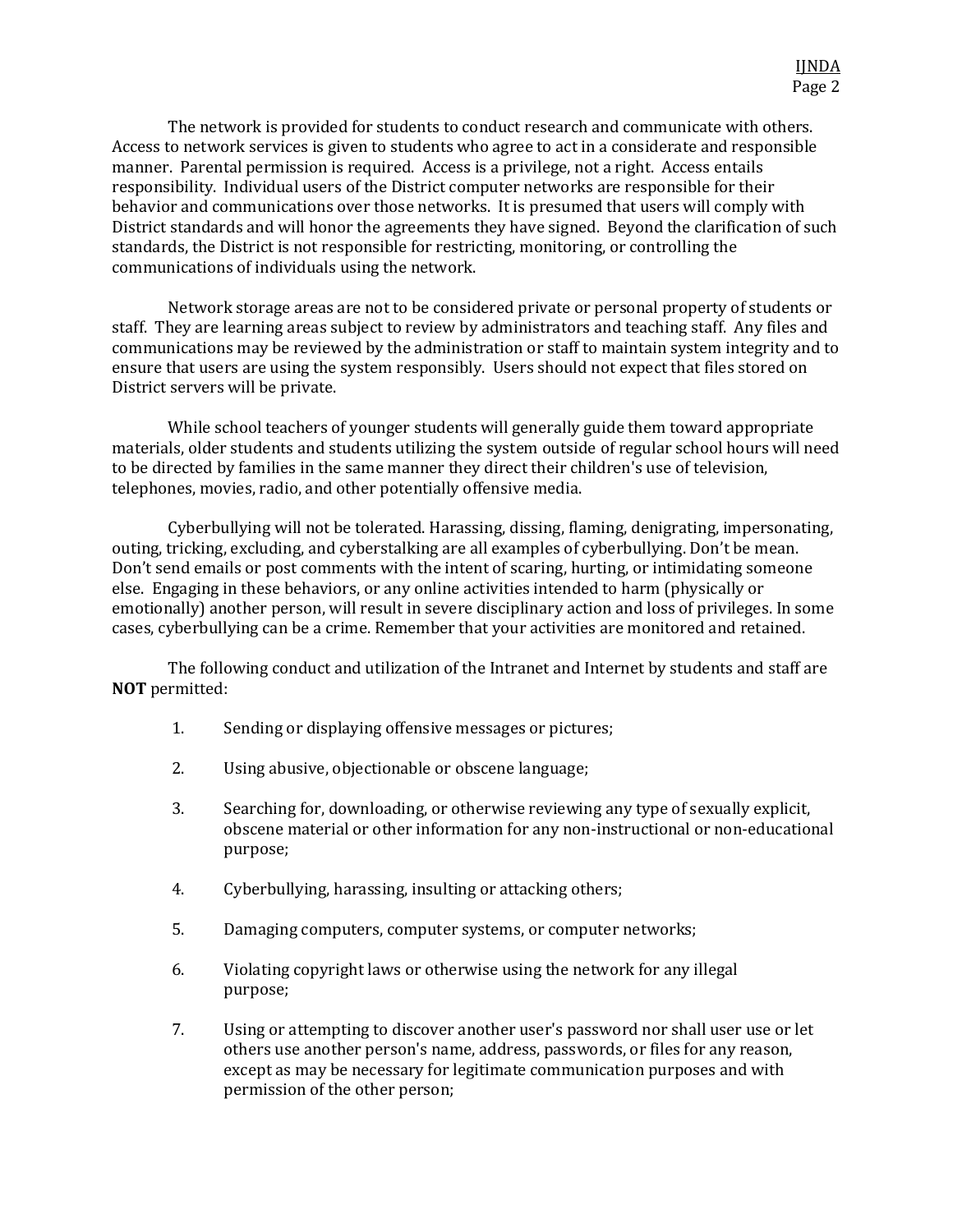The network is provided for students to conduct research and communicate with others. Access to network services is given to students who agree to act in a considerate and responsible manner. Parental permission is required. Access is a privilege, not a right. Access entails responsibility. Individual users of the District computer networks are responsible for their behavior and communications over those networks. It is presumed that users will comply with District standards and will honor the agreements they have signed. Beyond the clarification of such standards, the District is not responsible for restricting, monitoring, or controlling the communications of individuals using the network.

Network storage areas are not to be considered private or personal property of students or staff. They are learning areas subject to review by administrators and teaching staff. Any files and communications may be reviewed by the administration or staff to maintain system integrity and to ensure that users are using the system responsibly. Users should not expect that files stored on District servers will be private.

While school teachers of younger students will generally guide them toward appropriate materials, older students and students utilizing the system outside of regular school hours will need to be directed by families in the same manner they direct their children's use of television, telephones, movies, radio, and other potentially offensive media.

Cyberbullying will not be tolerated. Harassing, dissing, flaming, denigrating, impersonating, outing, tricking, excluding, and cyberstalking are all examples of cyberbullying. Don't be mean. Don't send emails or post comments with the intent of scaring, hurting, or intimidating someone else. Engaging in these behaviors, or any online activities intended to harm (physically or emotionally) another person, will result in severe disciplinary action and loss of privileges. In some cases, cyberbullying can be a crime. Remember that your activities are monitored and retained.

The following conduct and utilization of the Intranet and Internet by students and staff are **NOT** permitted:

1. Sending or displaying offensive messages or pictures;

2. Using abusive, objectionable or obscene language;

3. Searching for, downloading, or otherwise reviewing any type of sexually explicit, obscene material or other information for any non-instructional or non-educational purpose;

4. Cyberbullying, harassing, insulting or attacking others;

5. Damaging computers, computer systems, or computer networks;

6. Violating copyright laws or otherwise using the network for any illegal purpose;

7. Using or attempting to discover another user's password nor shall user use or let others use another person's name, address, passwords, or files for any reason, except as may be necessary for legitimate communication purposes and with permission of the other person;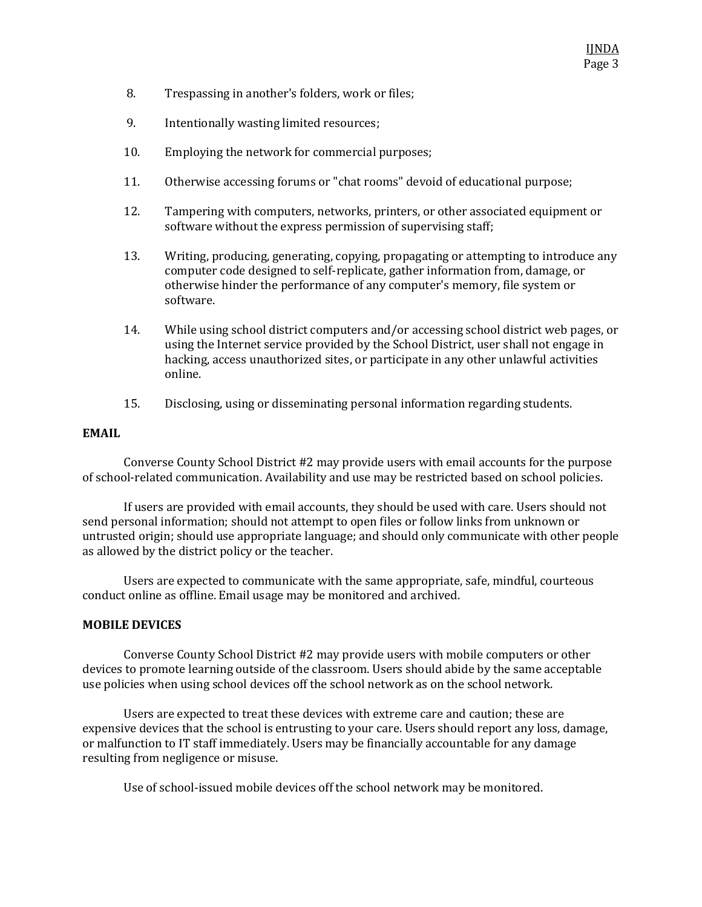8. Trespassing in another's folders, work or files;

9. Intentionally wasting limited resources;

10. Employing the network for commercial purposes;

11. Otherwise accessing forums or "chat rooms" devoid of educational purpose;

12. Tampering with computers, networks, printers, or other associated equipment or software without the express permission of supervising staff;

13. Writing, producing, generating, copying, propagating or attempting to introduce any computer code designed to self-replicate, gather information from, damage, or otherwise hinder the performance of any computer's memory, file system or software.

14. While using school district computers and/or accessing school district web pages, or using the Internet service provided by the School District, user shall not engage in hacking, access unauthorized sites, or participate in any other unlawful activities online.

15. Disclosing, using or disseminating personal information regarding students.

**EMAIL**

Converse County School District #2 may provide users with email accounts for the purpose of school-related communication. Availability and use may be restricted based on school policies.

If users are provided with email accounts, they should be used with care. Users should not send personal information; should not attempt to open files or follow links from unknown or untrusted origin; should use appropriate language; and should only communicate with other people as allowed by the district policy or the teacher.

Users are expected to communicate with the same appropriate, safe, mindful, courteous conduct online as offline. Email usage may be monitored and archived.

**MOBILE DEVICES**

Converse County School District #2 may provide users with mobile computers or other devices to promote learning outside of the classroom. Users should abide by the same acceptable use policies when using school devices off the school network as on the school network.

Users are expected to treat these devices with extreme care and caution; these are expensive devices that the school is entrusting to your care. Users should report any loss, damage, or malfunction to IT staff immediately. Users may be financially accountable for any damage resulting from negligence or misuse.

Use of school-issued mobile devices off the school network may be monitored.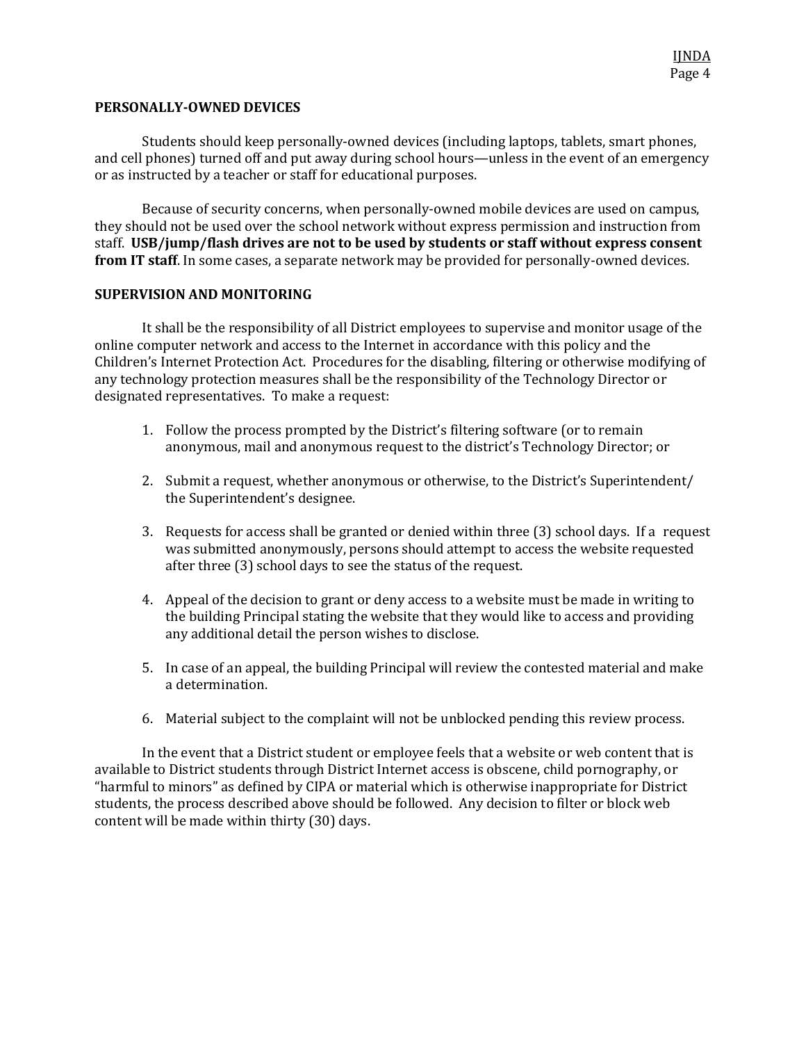## PERSONALLY-OWNED DEVICES

Students should keep personally-owned devices (including laptops, tablets, smart phones, and cell phones) turned off and put away during school hours—unless in the event of an emergency or as instructed by a teacher or staff for educational purposes.

Because of security concerns, when personally-owned mobile devices are used on campus, they should not be used over the school network without express permission and instruction from staff. **USB/jump/flash drives are not to be used by students or staff without express consent from IT staff**. In some cases, a separate network may be provided for personally-owned devices.

## SUPERVISION AND MONITORING

It shall be the responsibility of all District employees to supervise and monitor usage of the online computer network and access to the Internet in accordance with this policy and the Children's Internet Protection Act. Procedures for the disabling, filtering or otherwise modifying of any technology protection measures shall be the responsibility of the Technology Director or designated representatives. To make a request:

1. Follow the process prompted by the District's filtering software (or to remain anonymous, mail and anonymous request to the district's Technology Director; or

2. Submit a request, whether anonymous or otherwise, to the District's Superintendent/ the Superintendent's designee.

3. Requests for access shall be granted or denied within three (3) school days. If a request was submitted anonymously, persons should attempt to access the website requested after three (3) school days to see the status of the request.

4. Appeal of the decision to grant or deny access to a website must be made in writing to the building Principal stating the website that they would like to access and providing any additional detail the person wishes to disclose.

5. In case of an appeal, the building Principal will review the contested material and make a determination.

6. Material subject to the complaint will not be unblocked pending this review process.

In the event that a District student or employee feels that a website or web content that is available to District students through District Internet access is obscene, child pornography, or "harmful to minors" as defined by CIPA or material which is otherwise inappropriate for District students, the process described above should be followed. Any decision to filter or block web content will be made within thirty (30) days.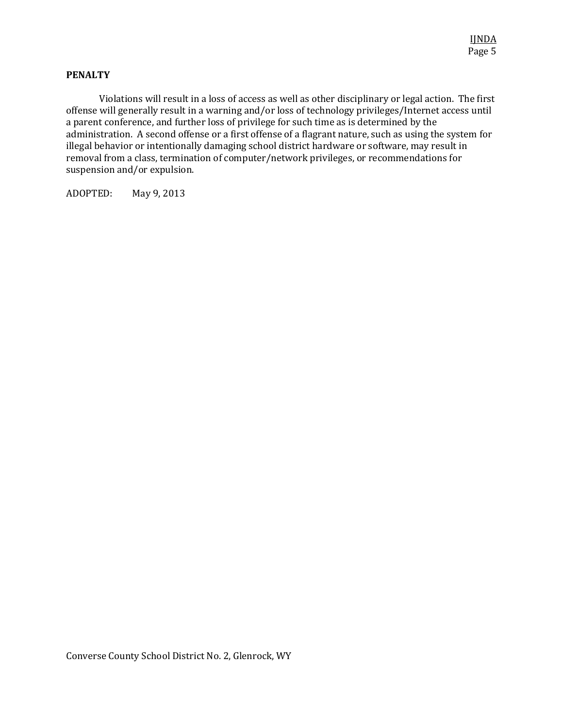**PENALTY**

Violations will result in a loss of access as well as other disciplinary or legal action. The first offense will generally result in a warning and/or loss of technology privileges/Internet access until a parent conference, and further loss of privilege for such time as is determined by the administration. A second offense or a first offense of a flagrant nature, such as using the system for illegal behavior or intentionally damaging school district hardware or software, may result in removal from a class, termination of computer/network privileges, or recommendations for suspension and/or expulsion.

ADOPTED: May 9, 2013